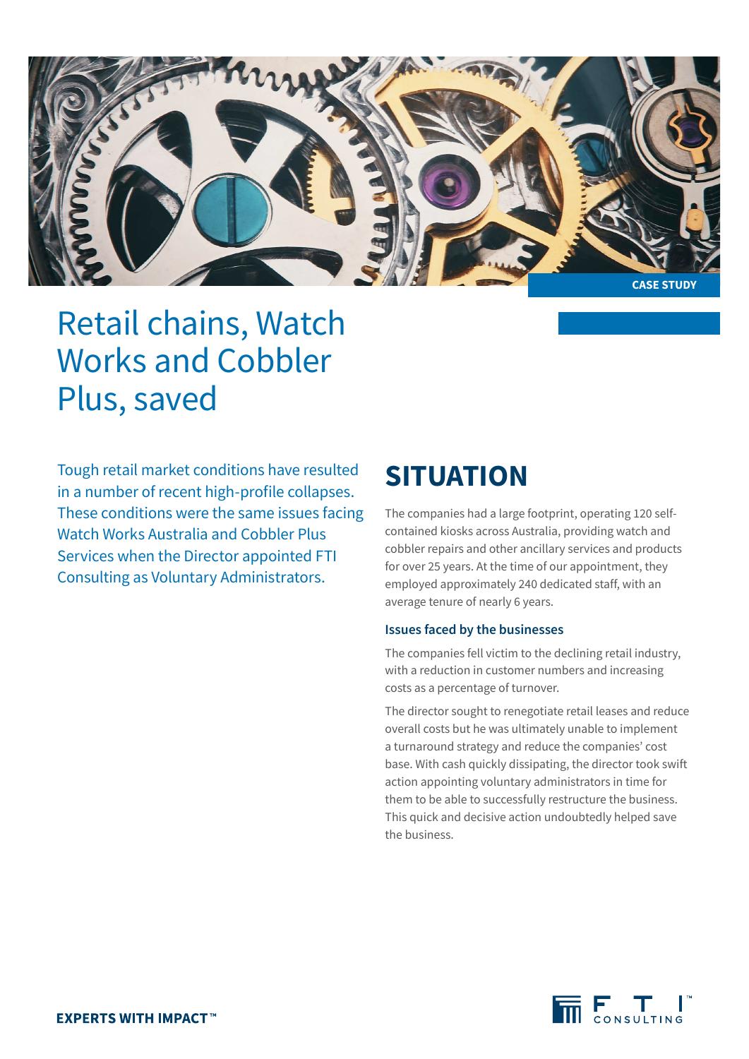CASE STUDY

# Retail chains, Watch Works and Cobbler Plus, saved

Tough retail market conditions have resulted in a number of recent high-profile collapses. These conditions were the same issues facing Watch Works Australia and Cobbler Plus Services when the Director appointed FTI Consulting as Voluntary Administrators.

## SITUATION

The companies had a large footprint, operating 120 self-contained kiosks across Australia, providing watch and cobbler repairs and other ancillary services and products for over 25 years. At the time of our appointment, they employed approximately 240 dedicated staff, with an average tenure of nearly 6 years.

### Issues faced by the businesses

The companies fell victim to the declining retail industry, with a reduction in customer numbers and increasing costs as a percentage of turnover.

The director sought to renegotiate retail leases and reduce overall costs but he was ultimately unable to implement a turnaround strategy and reduce the companies' cost base. With cash quickly dissipating, the director took swift action appointing voluntary administrators in time for them to be able to successfully restructure the business. This quick and decisive action undoubtedly helped save the business.

**EXPERTS WITH IMPACT™**

FTI CONSULTING™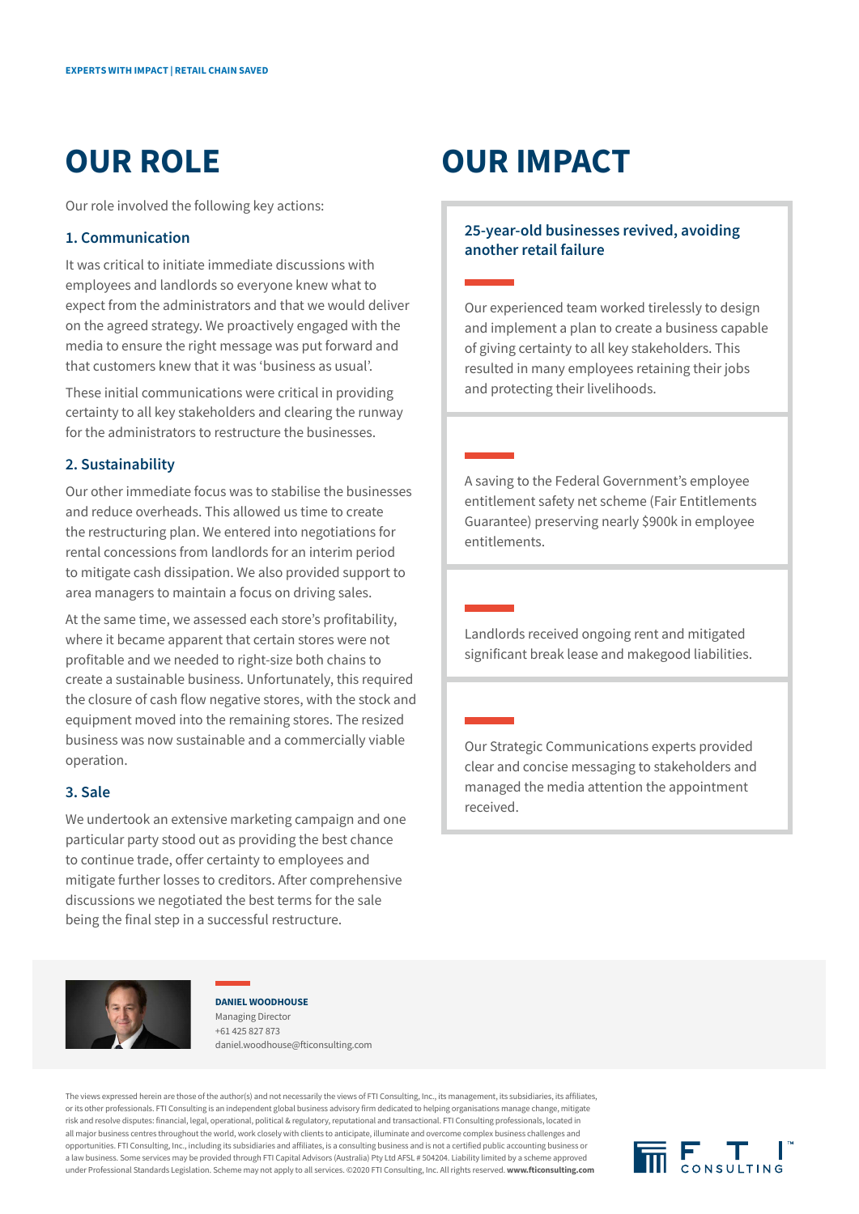EXPERTS WITH IMPACT | RETAIL CHAIN SAVED

## OUR ROLE

Our role involved the following key actions:

### 1. Communication

It was critical to initiate immediate discussions with employees and landlords so everyone knew what to expect from the administrators and that we would deliver on the agreed strategy. We proactively engaged with the media to ensure the right message was put forward and that customers knew that it was 'business as usual'.

These initial communications were critical in providing certainty to all key stakeholders and clearing the runway for the administrators to restructure the businesses.

### 2. Sustainability

Our other immediate focus was to stabilise the businesses and reduce overheads. This allowed us time to create the restructuring plan. We entered into negotiations for rental concessions from landlords for an interim period to mitigate cash dissipation. We also provided support to area managers to maintain a focus on driving sales.

At the same time, we assessed each store's profitability, where it became apparent that certain stores were not profitable and we needed to right-size both chains to create a sustainable business. Unfortunately, this required the closure of cash flow negative stores, with the stock and equipment moved into the remaining stores. The resized business was now sustainable and a commercially viable operation.

### 3. Sale

We undertook an extensive marketing campaign and one particular party stood out as providing the best chance to continue trade, offer certainty to employees and mitigate further losses to creditors. After comprehensive discussions we negotiated the best terms for the sale being the final step in a successful restructure.

## OUR IMPACT

### 25-year-old businesses revived, avoiding another retail failure

Our experienced team worked tirelessly to design and implement a plan to create a business capable of giving certainty to all key stakeholders. This resulted in many employees retaining their jobs and protecting their livelihoods.

A saving to the Federal Government's employee entitlement safety net scheme (Fair Entitlements Guarantee) preserving nearly $900k in employee entitlements.

Landlords received ongoing rent and mitigated significant break lease and makegood liabilities.

Our Strategic Communications experts provided clear and concise messaging to stakeholders and managed the media attention the appointment received.

**DANIEL WOODHOUSE**
Managing Director
+61 425 827 873
daniel.woodhouse@fticonsulting.com

The views expressed herein are those of the author(s) and not necessarily the views of FTI Consulting, Inc., its management, its subsidiaries, its affiliates, or its other professionals. FTI Consulting is an independent global business advisory firm dedicated to helping organisations manage change, mitigate risk and resolve disputes: financial, legal, operational, political & regulatory, reputational and transactional. FTI Consulting professionals, located in all major business centres throughout the world, work closely with clients to anticipate, illuminate and overcome complex business challenges and opportunities. FTI Consulting, Inc., including its subsidiaries and affiliates, is a consulting business and is not a certified public accounting business or a law business. Some services may be provided through FTI Capital Advisors (Australia) Pty Ltd AFSL # 504204. Liability limited by a scheme approved under Professional Standards Legislation. Scheme may not apply to all services. ©2020 FTI Consulting, Inc. All rights reserved. **www.fticonsulting.com**

FTI CONSULTING